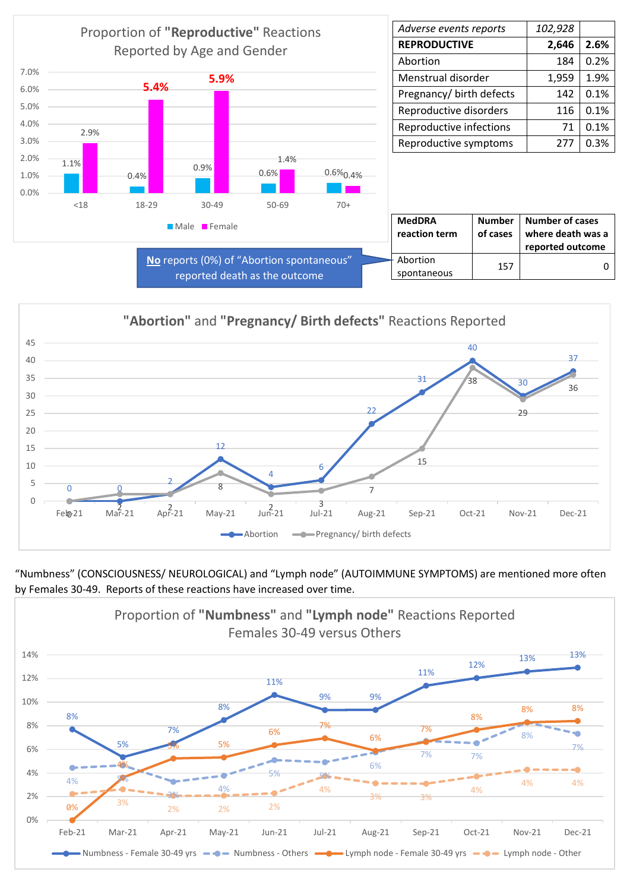## Proportion of "Reproductive" Reactions Reported by Age and Gender

| Age | Male | Female |
|---|---|---|
| <18 | 1.1% | 2.9% |
| 18-29 | 0.4% | 5.4% |
| 30-49 | 0.9% | 5.9% |
| 50-69 | 0.6% | 1.4% |
| 70+ | 0.6% | 0.4% |

| *Adverse events reports* | *102,928* | |
|---|---|---|
| **REPRODUCTIVE** | **2,646** | **2.6%** |
| Abortion | 184 | 0.2% |
| Menstrual disorder | 1,959 | 1.9% |
| Pregnancy/ birth defects | 142 | 0.1% |
| Reproductive disorders | 116 | 0.1% |
| Reproductive infections | 71 | 0.1% |
| Reproductive symptoms | 277 | 0.3% |

**No** reports (0%) of "Abortion spontaneous" reported death as the outcome

| MedDRA reaction term | Number of cases | Number of cases where death was a reported outcome |
|---|---|---|
| Abortion spontaneous | 157 | 0 |

## "Abortion" and "Pregnancy/ Birth defects" Reactions Reported

| | Feb-21 | Mar-21 | Apr-21 | May-21 | Jun-21 | Jul-21 | Aug-21 | Sep-21 | Oct-21 | Nov-21 | Dec-21 |
|---|---|---|---|---|---|---|---|---|---|---|---|
| Abortion | 0 | 0 | 2 | 12 | 4 | 6 | 22 | 31 | 40 | 30 | 37 |
| Pregnancy/ birth defects | 0 | 2 | 2 | 8 | 2 | 3 | 7 | 15 | 38 | 29 | 36 |

"Numbness" (CONSCIOUSNESS/ NEUROLOGICAL) and "Lymph node" (AUTOIMMUNE SYMPTOMS) are mentioned more often by Females 30-49. Reports of these reactions have increased over time.

## Proportion of "Numbness" and "Lymph node" Reactions Reported Females 30-49 versus Others

| | Feb-21 | Mar-21 | Apr-21 | May-21 | Jun-21 | Jul-21 | Aug-21 | Sep-21 | Oct-21 | Nov-21 | Dec-21 |
|---|---|---|---|---|---|---|---|---|---|---|---|
| Numbness - Female 30-49 yrs | 8% | 5% | 7% | 8% | 11% | 9% | 9% | 11% | 12% | 13% | 13% |
| Numbness - Others | 4% | 5% | 3% | 4% | 5% | 5% | 6% | 7% | 7% | 8% | 7% |
| Lymph node - Female 30-49 yrs | 0% | 4% | 5% | 5% | 6% | 7% | 6% | 7% | 8% | 8% | 8% |
| Lymph node - Other | 2% | 3% | 2% | 2% | 2% | 4% | 3% | 3% | 4% | 4% | 4% |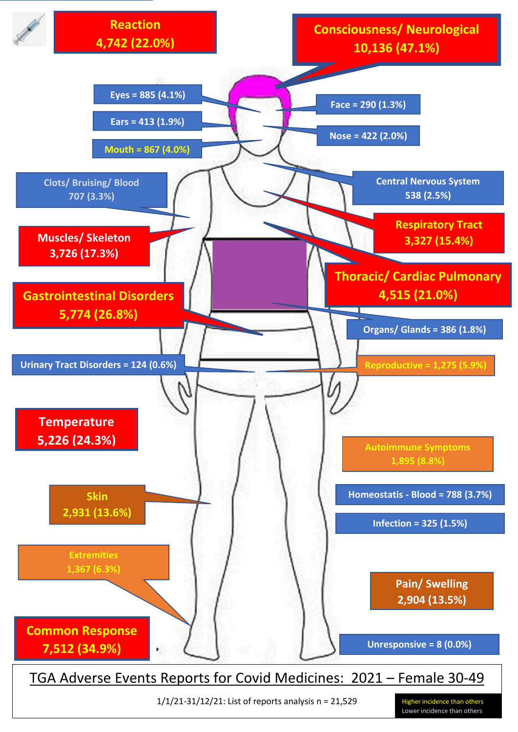Reaction
4,742 (22.0%)

Consciousness/ Neurological
10,136 (47.1%)

Eyes = 885 (4.1%)

Face = 290 (1.3%)

Ears = 413 (1.9%)

Nose = 422 (2.0%)

Mouth = 867 (4.0%)

Clots/ Bruising/ Blood
707 (3.3%)

Central Nervous System
538 (2.5%)

Respiratory Tract
3,327 (15.4%)

Muscles/ Skeleton
3,726 (17.3%)

Thoracic/ Cardiac Pulmonary
4,515 (21.0%)

Gastrointestinal Disorders
5,774 (26.8%)

Organs/ Glands = 386 (1.8%)

Urinary Tract Disorders = 124 (0.6%)

Reproductive = 1,275 (5.9%)

Temperature
5,226 (24.3%)

Autoimmune Symptoms
1,895 (8.8%)

Skin
2,931 (13.6%)

Homeostatis - Blood = 788 (3.7%)

Infection = 325 (1.5%)

Extremities
1,367 (6.3%)

Pain/ Swelling
2,904 (13.5%)

Common Response
7,512 (34.9%)

Unresponsive = 8 (0.0%)

TGA Adverse Events Reports for Covid Medicines: 2021 – Female 30-49

1/1/21-31/12/21: List of reports analysis n = 21,529

Higher incidence than others
Lower incidence than others